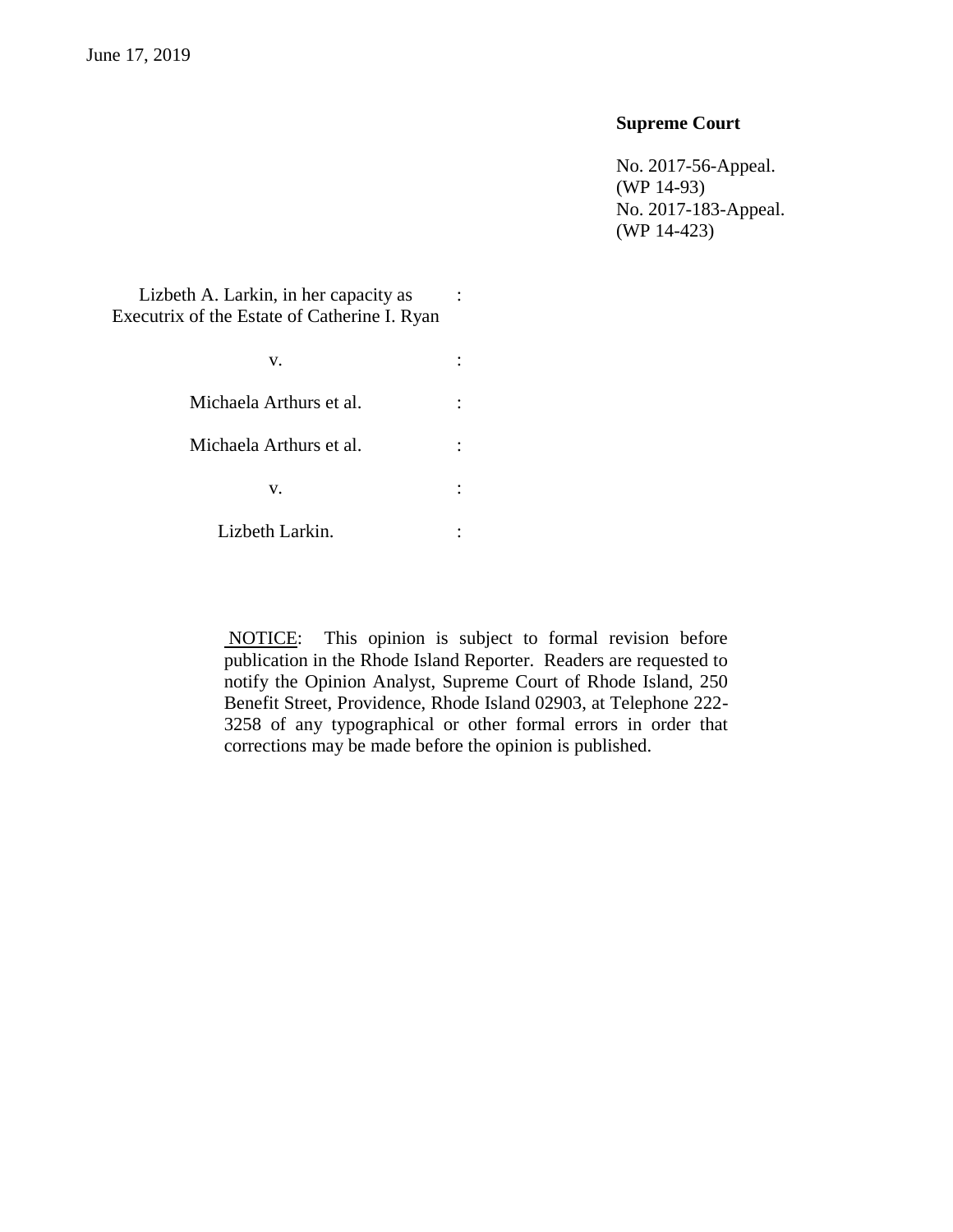June 17, 2019

**Supreme Court**

No. 2017-56-Appeal.
(WP 14-93)
No. 2017-183-Appeal.
(WP 14-423)

| | |
|---|---|
| Lizbeth A. Larkin, in her capacity as Executrix of the Estate of Catherine I. Ryan | : |
| v. | : |
| Michaela Arthurs et al. | : |
| Michaela Arthurs et al. | : |
| v. | : |
| Lizbeth Larkin. | : |

NOTICE: This opinion is subject to formal revision before publication in the Rhode Island Reporter. Readers are requested to notify the Opinion Analyst, Supreme Court of Rhode Island, 250 Benefit Street, Providence, Rhode Island 02903, at Telephone 222-3258 of any typographical or other formal errors in order that corrections may be made before the opinion is published.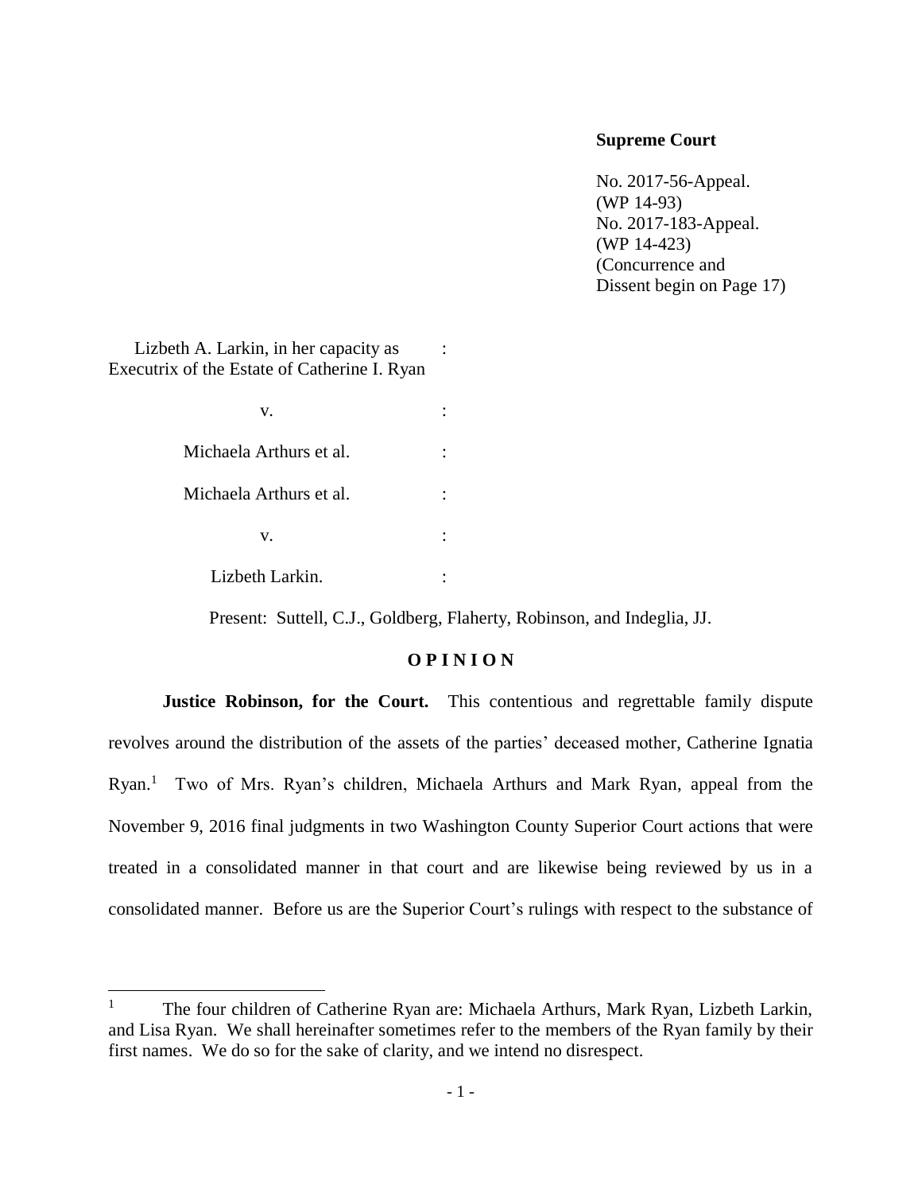**Supreme Court**

No. 2017-56-Appeal.
(WP 14-93)
No. 2017-183-Appeal.
(WP 14-423)
(Concurrence and
Dissent begin on Page 17)

Lizbeth A. Larkin, in her capacity as Executrix of the Estate of Catherine I. Ryan :

v. :

Michaela Arthurs et al. :

Michaela Arthurs et al. :

v. :

Lizbeth Larkin. :

Present: Suttell, C.J., Goldberg, Flaherty, Robinson, and Indeglia, JJ.

**O P I N I O N**

**Justice Robinson, for the Court.** This contentious and regrettable family dispute revolves around the distribution of the assets of the parties' deceased mother, Catherine Ignatia Ryan.[1] Two of Mrs. Ryan's children, Michaela Arthurs and Mark Ryan, appeal from the November 9, 2016 final judgments in two Washington County Superior Court actions that were treated in a consolidated manner in that court and are likewise being reviewed by us in a consolidated manner. Before us are the Superior Court's rulings with respect to the substance of

---

[1] The four children of Catherine Ryan are: Michaela Arthurs, Mark Ryan, Lizbeth Larkin, and Lisa Ryan. We shall hereinafter sometimes refer to the members of the Ryan family by their first names. We do so for the sake of clarity, and we intend no disrespect.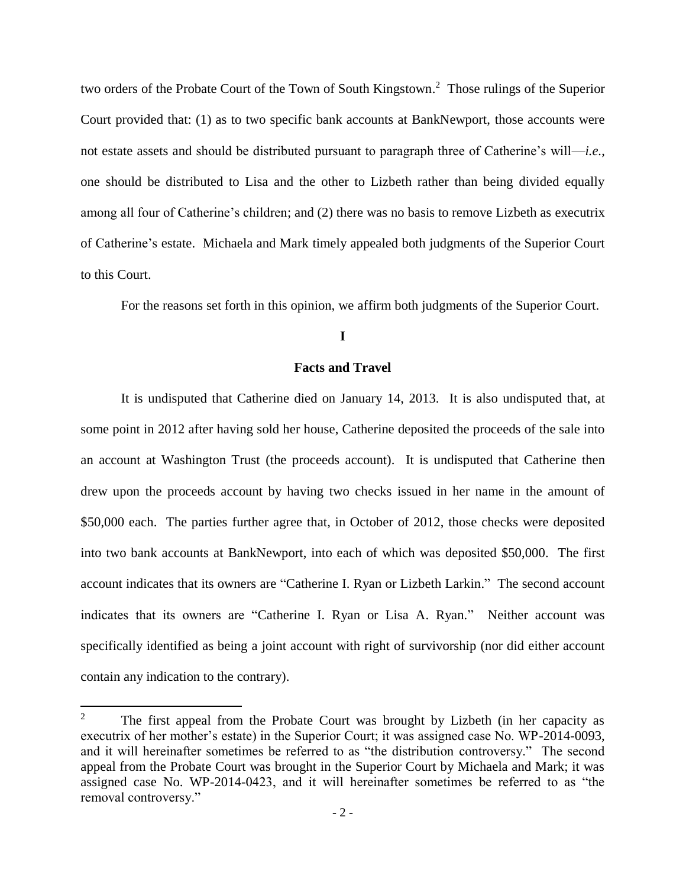two orders of the Probate Court of the Town of South Kingstown.[2] Those rulings of the Superior Court provided that: (1) as to two specific bank accounts at BankNewport, those accounts were not estate assets and should be distributed pursuant to paragraph three of Catherine's will—*i.e.*, one should be distributed to Lisa and the other to Lizbeth rather than being divided equally among all four of Catherine's children; and (2) there was no basis to remove Lizbeth as executrix of Catherine's estate. Michaela and Mark timely appealed both judgments of the Superior Court to this Court.

For the reasons set forth in this opinion, we affirm both judgments of the Superior Court.

## I

## Facts and Travel

It is undisputed that Catherine died on January 14, 2013. It is also undisputed that, at some point in 2012 after having sold her house, Catherine deposited the proceeds of the sale into an account at Washington Trust (the proceeds account). It is undisputed that Catherine then drew upon the proceeds account by having two checks issued in her name in the amount of \$50,000 each. The parties further agree that, in October of 2012, those checks were deposited into two bank accounts at BankNewport, into each of which was deposited \$50,000. The first account indicates that its owners are "Catherine I. Ryan or Lizbeth Larkin." The second account indicates that its owners are "Catherine I. Ryan or Lisa A. Ryan." Neither account was specifically identified as being a joint account with right of survivorship (nor did either account contain any indication to the contrary).

---

[2] The first appeal from the Probate Court was brought by Lizbeth (in her capacity as executrix of her mother's estate) in the Superior Court; it was assigned case No. WP-2014-0093, and it will hereinafter sometimes be referred to as "the distribution controversy." The second appeal from the Probate Court was brought in the Superior Court by Michaela and Mark; it was assigned case No. WP-2014-0423, and it will hereinafter sometimes be referred to as "the removal controversy."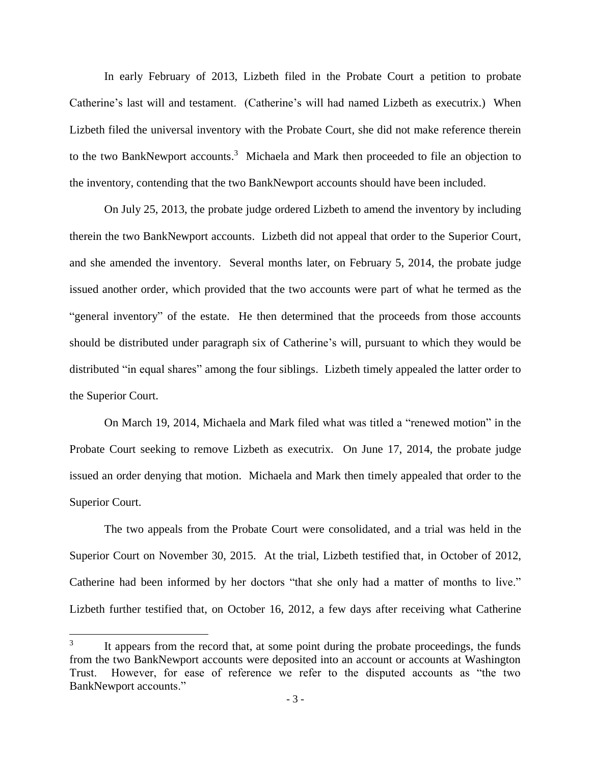In early February of 2013, Lizbeth filed in the Probate Court a petition to probate Catherine's last will and testament. (Catherine's will had named Lizbeth as executrix.) When Lizbeth filed the universal inventory with the Probate Court, she did not make reference therein to the two BankNewport accounts.[3] Michaela and Mark then proceeded to file an objection to the inventory, contending that the two BankNewport accounts should have been included.

On July 25, 2013, the probate judge ordered Lizbeth to amend the inventory by including therein the two BankNewport accounts. Lizbeth did not appeal that order to the Superior Court, and she amended the inventory. Several months later, on February 5, 2014, the probate judge issued another order, which provided that the two accounts were part of what he termed as the "general inventory" of the estate. He then determined that the proceeds from those accounts should be distributed under paragraph six of Catherine's will, pursuant to which they would be distributed "in equal shares" among the four siblings. Lizbeth timely appealed the latter order to the Superior Court.

On March 19, 2014, Michaela and Mark filed what was titled a "renewed motion" in the Probate Court seeking to remove Lizbeth as executrix. On June 17, 2014, the probate judge issued an order denying that motion. Michaela and Mark then timely appealed that order to the Superior Court.

The two appeals from the Probate Court were consolidated, and a trial was held in the Superior Court on November 30, 2015. At the trial, Lizbeth testified that, in October of 2012, Catherine had been informed by her doctors "that she only had a matter of months to live." Lizbeth further testified that, on October 16, 2012, a few days after receiving what Catherine

---

[3] It appears from the record that, at some point during the probate proceedings, the funds from the two BankNewport accounts were deposited into an account or accounts at Washington Trust. However, for ease of reference we refer to the disputed accounts as "the two BankNewport accounts."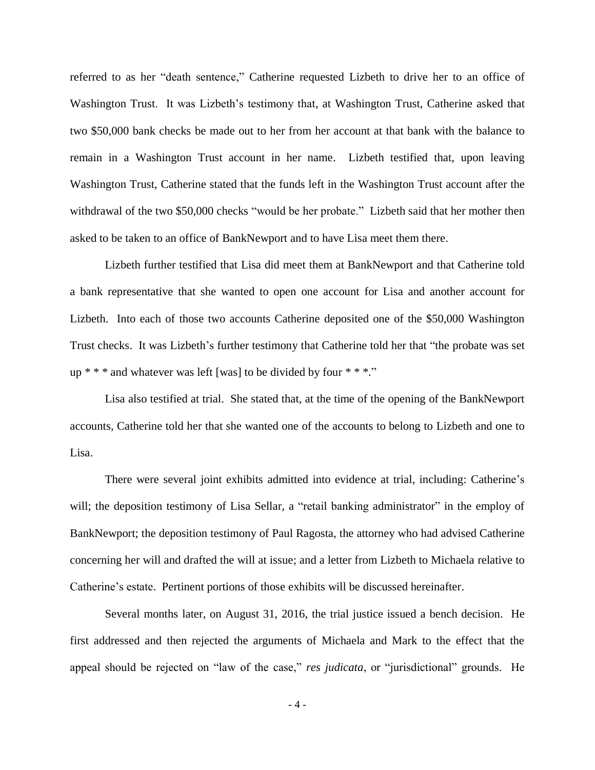referred to as her "death sentence," Catherine requested Lizbeth to drive her to an office of Washington Trust. It was Lizbeth's testimony that, at Washington Trust, Catherine asked that two $50,000 bank checks be made out to her from her account at that bank with the balance to remain in a Washington Trust account in her name. Lizbeth testified that, upon leaving Washington Trust, Catherine stated that the funds left in the Washington Trust account after the withdrawal of the two $50,000 checks "would be her probate." Lizbeth said that her mother then asked to be taken to an office of BankNewport and to have Lisa meet them there.

Lizbeth further testified that Lisa did meet them at BankNewport and that Catherine told a bank representative that she wanted to open one account for Lisa and another account for Lizbeth. Into each of those two accounts Catherine deposited one of the $50,000 Washington Trust checks. It was Lizbeth's further testimony that Catherine told her that "the probate was set up * * * and whatever was left [was] to be divided by four * * *."

Lisa also testified at trial. She stated that, at the time of the opening of the BankNewport accounts, Catherine told her that she wanted one of the accounts to belong to Lizbeth and one to Lisa.

There were several joint exhibits admitted into evidence at trial, including: Catherine's will; the deposition testimony of Lisa Sellar, a "retail banking administrator" in the employ of BankNewport; the deposition testimony of Paul Ragosta, the attorney who had advised Catherine concerning her will and drafted the will at issue; and a letter from Lizbeth to Michaela relative to Catherine's estate. Pertinent portions of those exhibits will be discussed hereinafter.

Several months later, on August 31, 2016, the trial justice issued a bench decision. He first addressed and then rejected the arguments of Michaela and Mark to the effect that the appeal should be rejected on "law of the case," *res judicata*, or "jurisdictional" grounds. He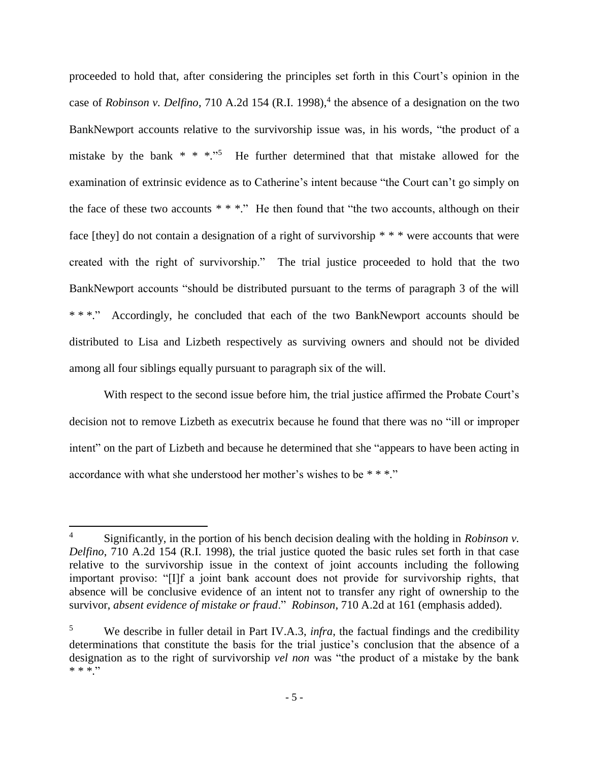proceeded to hold that, after considering the principles set forth in this Court's opinion in the case of *Robinson v. Delfino*, 710 A.2d 154 (R.I. 1998),[4] the absence of a designation on the two BankNewport accounts relative to the survivorship issue was, in his words, "the product of a mistake by the bank * * *."[5] He further determined that that mistake allowed for the examination of extrinsic evidence as to Catherine's intent because "the Court can't go simply on the face of these two accounts * * *." He then found that "the two accounts, although on their face [they] do not contain a designation of a right of survivorship * * * were accounts that were created with the right of survivorship." The trial justice proceeded to hold that the two BankNewport accounts "should be distributed pursuant to the terms of paragraph 3 of the will * * *." Accordingly, he concluded that each of the two BankNewport accounts should be distributed to Lisa and Lizbeth respectively as surviving owners and should not be divided among all four siblings equally pursuant to paragraph six of the will.

With respect to the second issue before him, the trial justice affirmed the Probate Court's decision not to remove Lizbeth as executrix because he found that there was no "ill or improper intent" on the part of Lizbeth and because he determined that she "appears to have been acting in accordance with what she understood her mother's wishes to be * * *."

---

[4] Significantly, in the portion of his bench decision dealing with the holding in *Robinson v. Delfino*, 710 A.2d 154 (R.I. 1998), the trial justice quoted the basic rules set forth in that case relative to the survivorship issue in the context of joint accounts including the following important proviso: "[I]f a joint bank account does not provide for survivorship rights, that absence will be conclusive evidence of an intent not to transfer any right of ownership to the survivor, *absent evidence of mistake or fraud*." *Robinson*, 710 A.2d at 161 (emphasis added).

[5] We describe in fuller detail in Part IV.A.3, *infra*, the factual findings and the credibility determinations that constitute the basis for the trial justice's conclusion that the absence of a designation as to the right of survivorship *vel non* was "the product of a mistake by the bank * * *."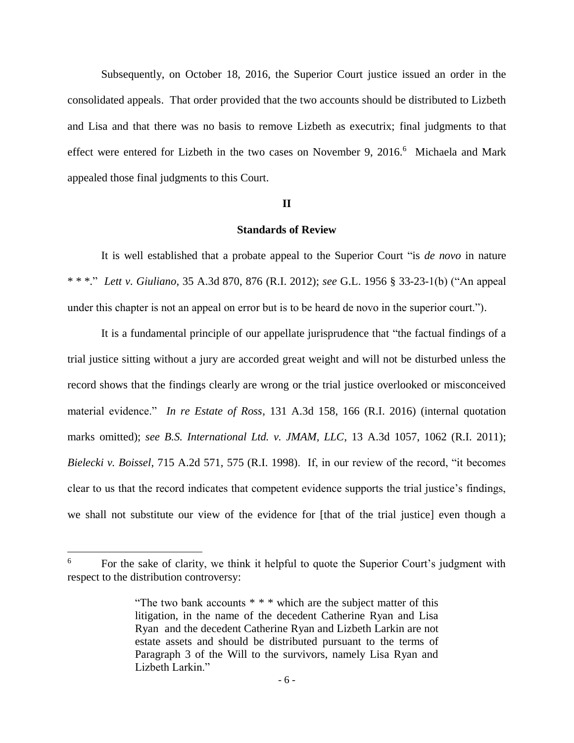Subsequently, on October 18, 2016, the Superior Court justice issued an order in the consolidated appeals. That order provided that the two accounts should be distributed to Lizbeth and Lisa and that there was no basis to remove Lizbeth as executrix; final judgments to that effect were entered for Lizbeth in the two cases on November 9, 2016.[6] Michaela and Mark appealed those final judgments to this Court.

## II

### Standards of Review

It is well established that a probate appeal to the Superior Court "is *de novo* in nature * * *." *Lett v. Giuliano*, 35 A.3d 870, 876 (R.I. 2012); *see* G.L. 1956 § 33-23-1(b) ("An appeal under this chapter is not an appeal on error but is to be heard de novo in the superior court.").

It is a fundamental principle of our appellate jurisprudence that "the factual findings of a trial justice sitting without a jury are accorded great weight and will not be disturbed unless the record shows that the findings clearly are wrong or the trial justice overlooked or misconceived material evidence." *In re Estate of Ross*, 131 A.3d 158, 166 (R.I. 2016) (internal quotation marks omitted); *see B.S. International Ltd. v. JMAM, LLC*, 13 A.3d 1057, 1062 (R.I. 2011); *Bielecki v. Boissel*, 715 A.2d 571, 575 (R.I. 1998). If, in our review of the record, "it becomes clear to us that the record indicates that competent evidence supports the trial justice's findings, we shall not substitute our view of the evidence for [that of the trial justice] even though a

---

[6] For the sake of clarity, we think it helpful to quote the Superior Court's judgment with respect to the distribution controversy:

> "The two bank accounts * * * which are the subject matter of this litigation, in the name of the decedent Catherine Ryan and Lisa Ryan and the decedent Catherine Ryan and Lizbeth Larkin are not estate assets and should be distributed pursuant to the terms of Paragraph 3 of the Will to the survivors, namely Lisa Ryan and Lizbeth Larkin."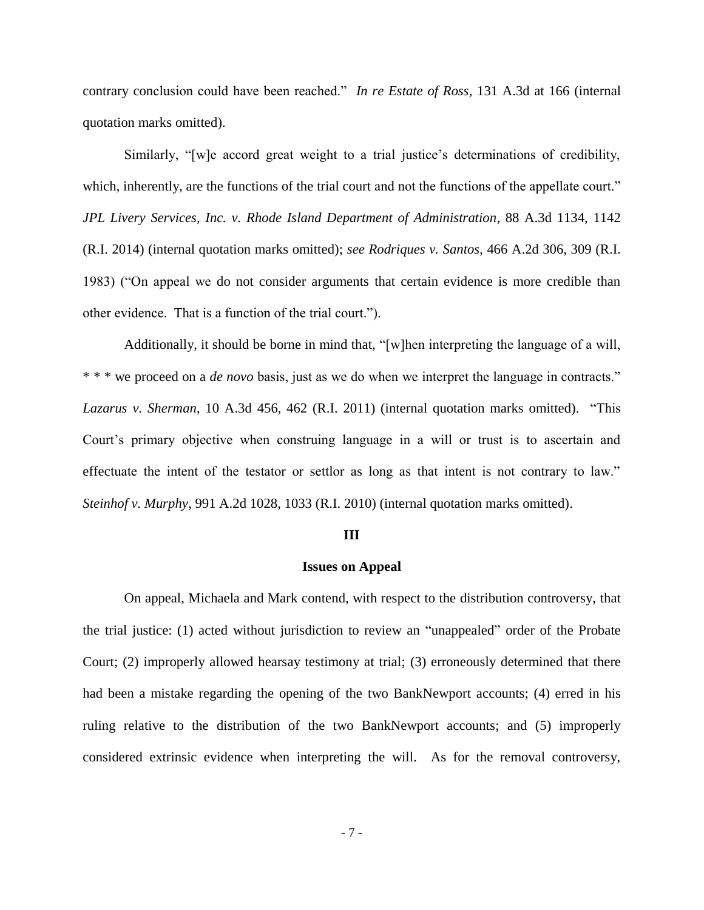contrary conclusion could have been reached." *In re Estate of Ross*, 131 A.3d at 166 (internal quotation marks omitted).

Similarly, "[w]e accord great weight to a trial justice's determinations of credibility, which, inherently, are the functions of the trial court and not the functions of the appellate court." *JPL Livery Services, Inc. v. Rhode Island Department of Administration*, 88 A.3d 1134, 1142 (R.I. 2014) (internal quotation marks omitted); *see Rodriques v. Santos*, 466 A.2d 306, 309 (R.I. 1983) ("On appeal we do not consider arguments that certain evidence is more credible than other evidence. That is a function of the trial court.").

Additionally, it should be borne in mind that, "[w]hen interpreting the language of a will, * * * we proceed on a *de novo* basis, just as we do when we interpret the language in contracts." *Lazarus v. Sherman*, 10 A.3d 456, 462 (R.I. 2011) (internal quotation marks omitted). "This Court's primary objective when construing language in a will or trust is to ascertain and effectuate the intent of the testator or settlor as long as that intent is not contrary to law." *Steinhof v. Murphy*, 991 A.2d 1028, 1033 (R.I. 2010) (internal quotation marks omitted).

## III

## Issues on Appeal

On appeal, Michaela and Mark contend, with respect to the distribution controversy, that the trial justice: (1) acted without jurisdiction to review an "unappealed" order of the Probate Court; (2) improperly allowed hearsay testimony at trial; (3) erroneously determined that there had been a mistake regarding the opening of the two BankNewport accounts; (4) erred in his ruling relative to the distribution of the two BankNewport accounts; and (5) improperly considered extrinsic evidence when interpreting the will. As for the removal controversy,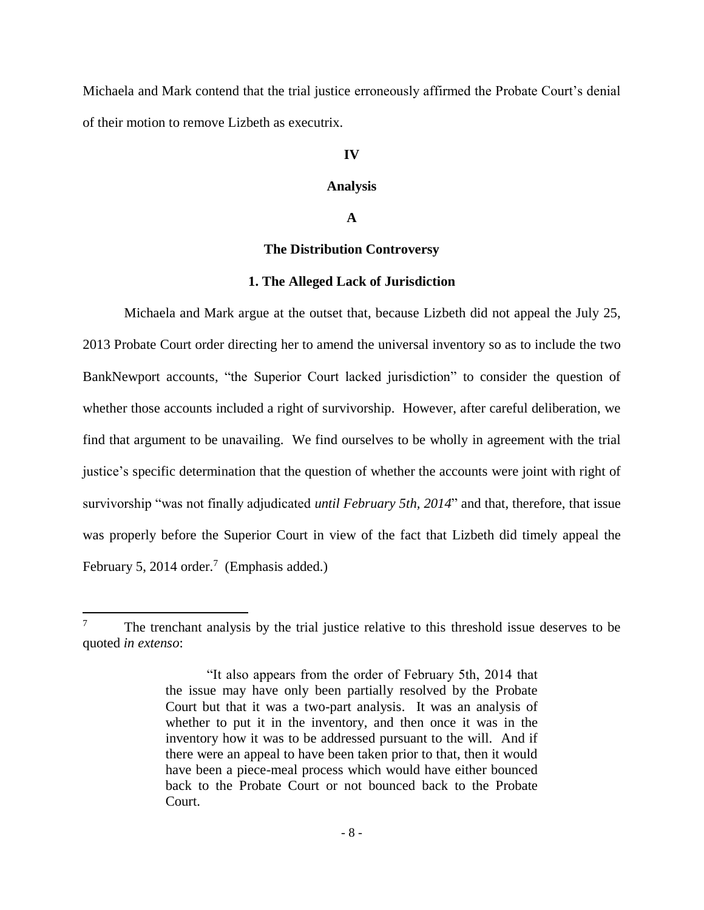Michaela and Mark contend that the trial justice erroneously affirmed the Probate Court's denial of their motion to remove Lizbeth as executrix.

## IV

## Analysis

### A

### The Distribution Controversy

#### 1. The Alleged Lack of Jurisdiction

Michaela and Mark argue at the outset that, because Lizbeth did not appeal the July 25, 2013 Probate Court order directing her to amend the universal inventory so as to include the two BankNewport accounts, "the Superior Court lacked jurisdiction" to consider the question of whether those accounts included a right of survivorship. However, after careful deliberation, we find that argument to be unavailing. We find ourselves to be wholly in agreement with the trial justice's specific determination that the question of whether the accounts were joint with right of survivorship "was not finally adjudicated *until February 5th, 2014*" and that, therefore, that issue was properly before the Superior Court in view of the fact that Lizbeth did timely appeal the February 5, 2014 order.[7] (Emphasis added.)

---

[7] The trenchant analysis by the trial justice relative to this threshold issue deserves to be quoted *in extenso*:

> "It also appears from the order of February 5th, 2014 that the issue may have only been partially resolved by the Probate Court but that it was a two-part analysis. It was an analysis of whether to put it in the inventory, and then once it was in the inventory how it was to be addressed pursuant to the will. And if there were an appeal to have been taken prior to that, then it would have been a piece-meal process which would have either bounced back to the Probate Court or not bounced back to the Probate Court.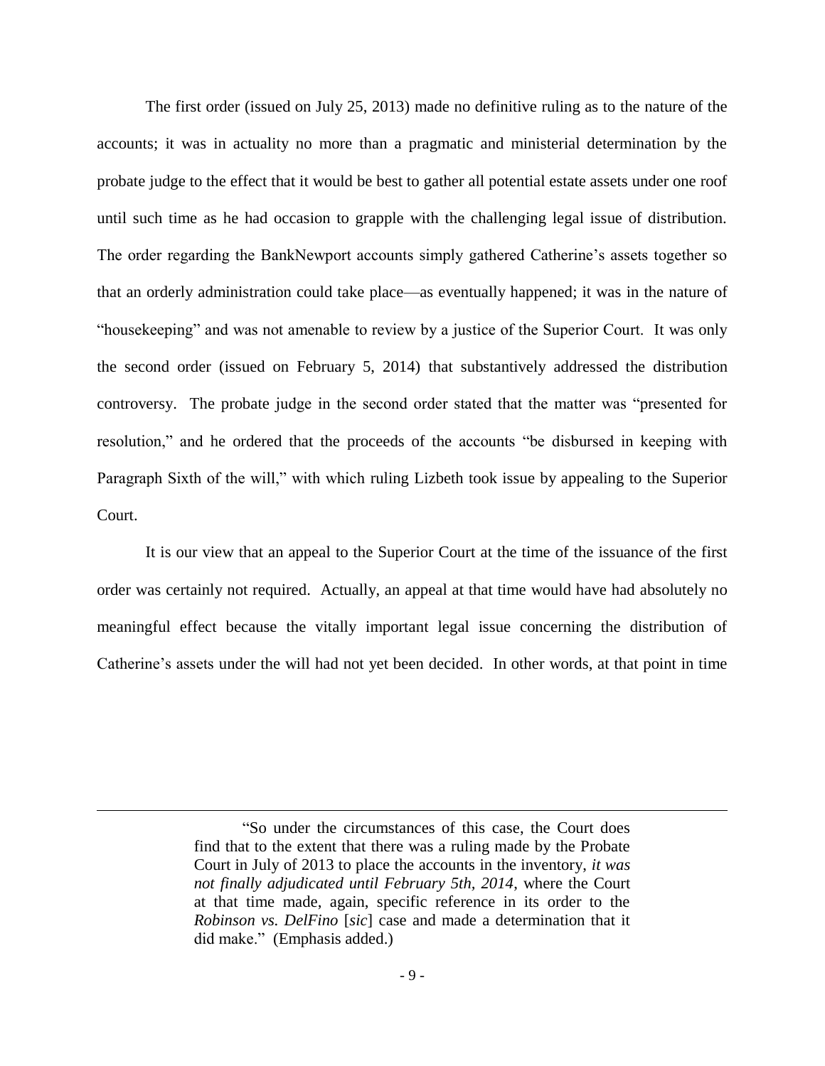The first order (issued on July 25, 2013) made no definitive ruling as to the nature of the accounts; it was in actuality no more than a pragmatic and ministerial determination by the probate judge to the effect that it would be best to gather all potential estate assets under one roof until such time as he had occasion to grapple with the challenging legal issue of distribution. The order regarding the BankNewport accounts simply gathered Catherine's assets together so that an orderly administration could take place—as eventually happened; it was in the nature of "housekeeping" and was not amenable to review by a justice of the Superior Court. It was only the second order (issued on February 5, 2014) that substantively addressed the distribution controversy. The probate judge in the second order stated that the matter was "presented for resolution," and he ordered that the proceeds of the accounts "be disbursed in keeping with Paragraph Sixth of the will," with which ruling Lizbeth took issue by appealing to the Superior Court.

It is our view that an appeal to the Superior Court at the time of the issuance of the first order was certainly not required. Actually, an appeal at that time would have had absolutely no meaningful effect because the vitally important legal issue concerning the distribution of Catherine's assets under the will had not yet been decided. In other words, at that point in time

---

> "So under the circumstances of this case, the Court does find that to the extent that there was a ruling made by the Probate Court in July of 2013 to place the accounts in the inventory, *it was not finally adjudicated until February 5th, 2014*, where the Court at that time made, again, specific reference in its order to the *Robinson vs. DelFino* [*sic*] case and made a determination that it did make." (Emphasis added.)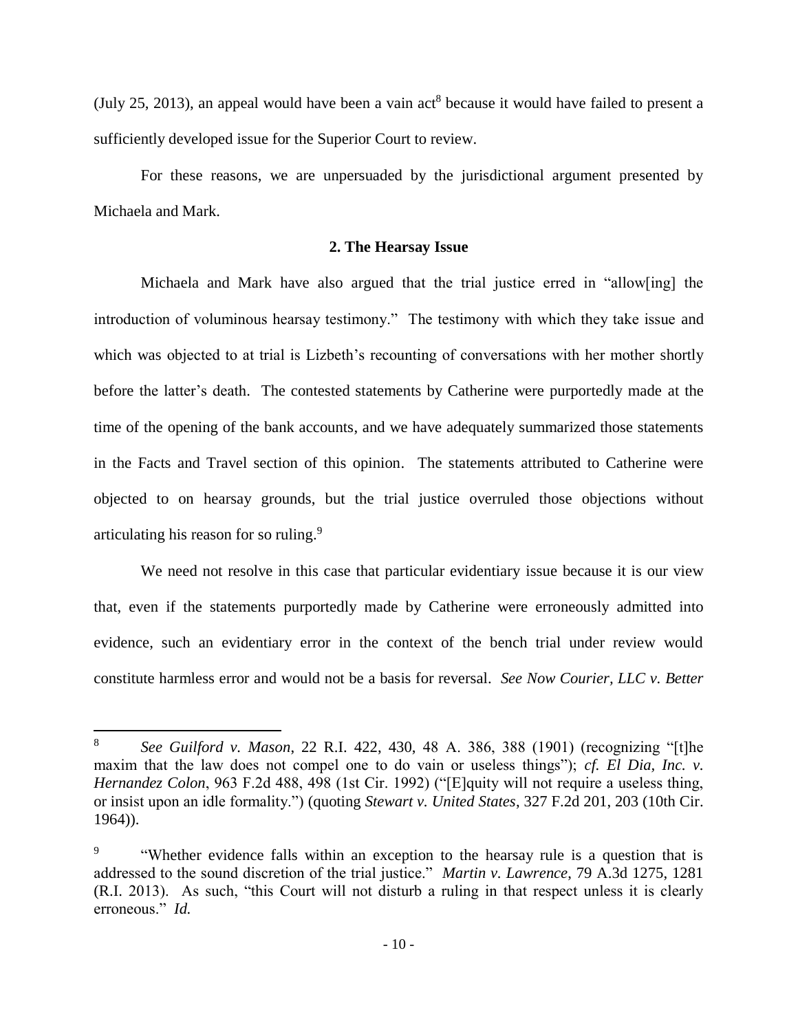(July 25, 2013), an appeal would have been a vain act[8] because it would have failed to present a sufficiently developed issue for the Superior Court to review.

For these reasons, we are unpersuaded by the jurisdictional argument presented by Michaela and Mark.

### 2. The Hearsay Issue

Michaela and Mark have also argued that the trial justice erred in "allow[ing] the introduction of voluminous hearsay testimony." The testimony with which they take issue and which was objected to at trial is Lizbeth's recounting of conversations with her mother shortly before the latter's death. The contested statements by Catherine were purportedly made at the time of the opening of the bank accounts, and we have adequately summarized those statements in the Facts and Travel section of this opinion. The statements attributed to Catherine were objected to on hearsay grounds, but the trial justice overruled those objections without articulating his reason for so ruling.[9]

We need not resolve in this case that particular evidentiary issue because it is our view that, even if the statements purportedly made by Catherine were erroneously admitted into evidence, such an evidentiary error in the context of the bench trial under review would constitute harmless error and would not be a basis for reversal. *See Now Courier, LLC v. Better*

---

[8] *See Guilford v. Mason*, 22 R.I. 422, 430, 48 A. 386, 388 (1901) (recognizing "[t]he maxim that the law does not compel one to do vain or useless things"); *cf. El Dia, Inc. v. Hernandez Colon*, 963 F.2d 488, 498 (1st Cir. 1992) ("[E]quity will not require a useless thing, or insist upon an idle formality.") (quoting *Stewart v. United States*, 327 F.2d 201, 203 (10th Cir. 1964)).

[9] "Whether evidence falls within an exception to the hearsay rule is a question that is addressed to the sound discretion of the trial justice." *Martin v. Lawrence*, 79 A.3d 1275, 1281 (R.I. 2013). As such, "this Court will not disturb a ruling in that respect unless it is clearly erroneous." *Id.*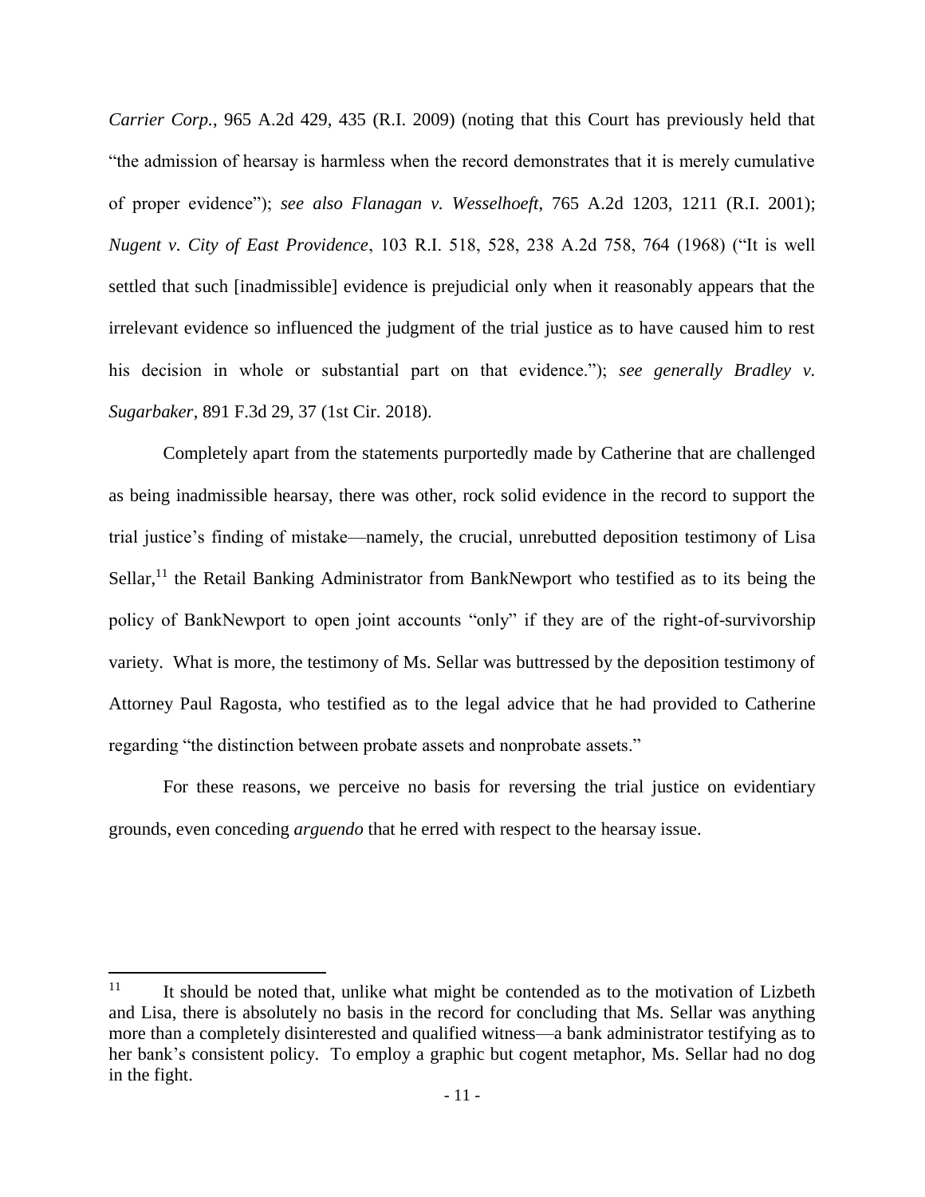*Carrier Corp.*, 965 A.2d 429, 435 (R.I. 2009) (noting that this Court has previously held that "the admission of hearsay is harmless when the record demonstrates that it is merely cumulative of proper evidence"); *see also Flanagan v. Wesselhoeft*, 765 A.2d 1203, 1211 (R.I. 2001); *Nugent v. City of East Providence*, 103 R.I. 518, 528, 238 A.2d 758, 764 (1968) ("It is well settled that such [inadmissible] evidence is prejudicial only when it reasonably appears that the irrelevant evidence so influenced the judgment of the trial justice as to have caused him to rest his decision in whole or substantial part on that evidence."); *see generally Bradley v. Sugarbaker*, 891 F.3d 29, 37 (1st Cir. 2018).

Completely apart from the statements purportedly made by Catherine that are challenged as being inadmissible hearsay, there was other, rock solid evidence in the record to support the trial justice's finding of mistake—namely, the crucial, unrebutted deposition testimony of Lisa Sellar,[11] the Retail Banking Administrator from BankNewport who testified as to its being the policy of BankNewport to open joint accounts "only" if they are of the right-of-survivorship variety. What is more, the testimony of Ms. Sellar was buttressed by the deposition testimony of Attorney Paul Ragosta, who testified as to the legal advice that he had provided to Catherine regarding "the distinction between probate assets and nonprobate assets."

For these reasons, we perceive no basis for reversing the trial justice on evidentiary grounds, even conceding *arguendo* that he erred with respect to the hearsay issue.

---

[11] It should be noted that, unlike what might be contended as to the motivation of Lizbeth and Lisa, there is absolutely no basis in the record for concluding that Ms. Sellar was anything more than a completely disinterested and qualified witness—a bank administrator testifying as to her bank's consistent policy. To employ a graphic but cogent metaphor, Ms. Sellar had no dog in the fight.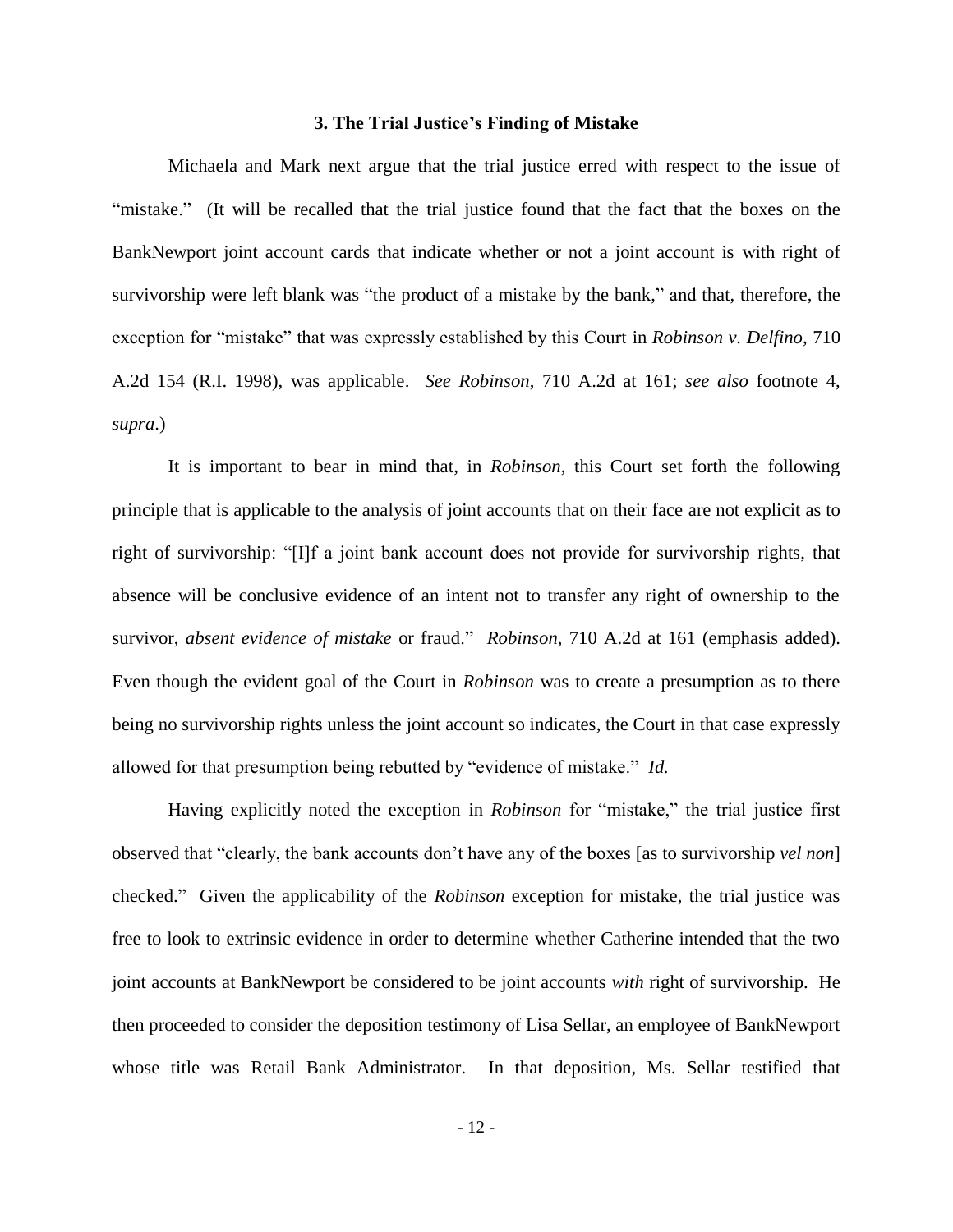### 3. The Trial Justice's Finding of Mistake

Michaela and Mark next argue that the trial justice erred with respect to the issue of "mistake." (It will be recalled that the trial justice found that the fact that the boxes on the BankNewport joint account cards that indicate whether or not a joint account is with right of survivorship were left blank was "the product of a mistake by the bank," and that, therefore, the exception for "mistake" that was expressly established by this Court in *Robinson v. Delfino*, 710 A.2d 154 (R.I. 1998), was applicable. *See Robinson*, 710 A.2d at 161; *see also* footnote 4, *supra*.)

It is important to bear in mind that, in *Robinson*, this Court set forth the following principle that is applicable to the analysis of joint accounts that on their face are not explicit as to right of survivorship: "[I]f a joint bank account does not provide for survivorship rights, that absence will be conclusive evidence of an intent not to transfer any right of ownership to the survivor, *absent evidence of mistake* or fraud." *Robinson*, 710 A.2d at 161 (emphasis added). Even though the evident goal of the Court in *Robinson* was to create a presumption as to there being no survivorship rights unless the joint account so indicates, the Court in that case expressly allowed for that presumption being rebutted by "evidence of mistake." *Id.*

Having explicitly noted the exception in *Robinson* for "mistake," the trial justice first observed that "clearly, the bank accounts don't have any of the boxes [as to survivorship *vel non*] checked." Given the applicability of the *Robinson* exception for mistake, the trial justice was free to look to extrinsic evidence in order to determine whether Catherine intended that the two joint accounts at BankNewport be considered to be joint accounts *with* right of survivorship. He then proceeded to consider the deposition testimony of Lisa Sellar, an employee of BankNewport whose title was Retail Bank Administrator. In that deposition, Ms. Sellar testified that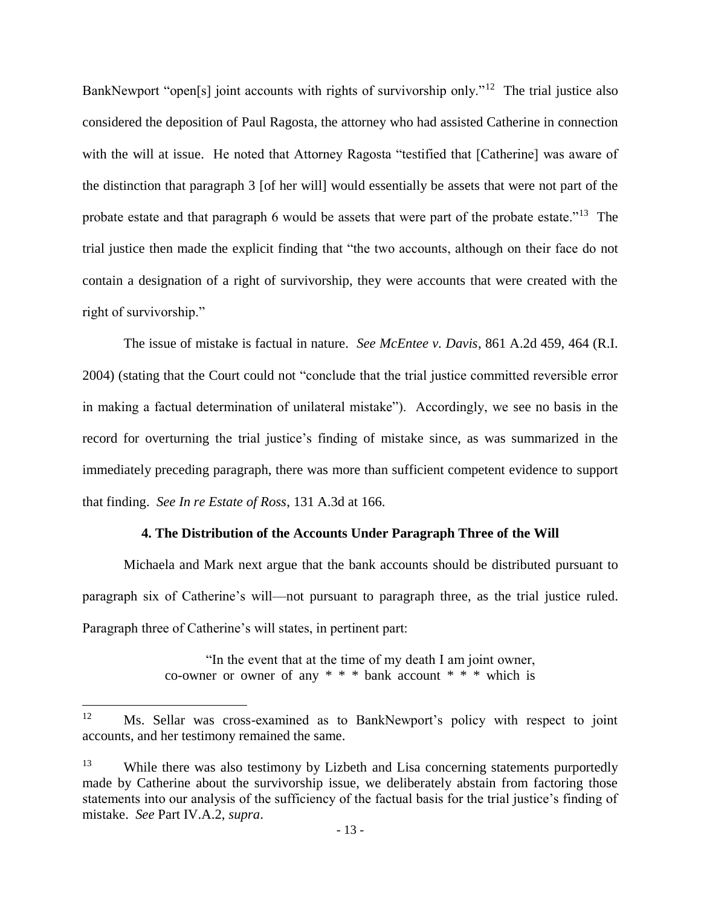BankNewport "open[s] joint accounts with rights of survivorship only."[12] The trial justice also considered the deposition of Paul Ragosta, the attorney who had assisted Catherine in connection with the will at issue. He noted that Attorney Ragosta "testified that [Catherine] was aware of the distinction that paragraph 3 [of her will] would essentially be assets that were not part of the probate estate and that paragraph 6 would be assets that were part of the probate estate."[13] The trial justice then made the explicit finding that "the two accounts, although on their face do not contain a designation of a right of survivorship, they were accounts that were created with the right of survivorship."

The issue of mistake is factual in nature. *See McEntee v. Davis*, 861 A.2d 459, 464 (R.I. 2004) (stating that the Court could not "conclude that the trial justice committed reversible error in making a factual determination of unilateral mistake"). Accordingly, we see no basis in the record for overturning the trial justice's finding of mistake since, as was summarized in the immediately preceding paragraph, there was more than sufficient competent evidence to support that finding. *See In re Estate of Ross*, 131 A.3d at 166.

#### 4. The Distribution of the Accounts Under Paragraph Three of the Will

Michaela and Mark next argue that the bank accounts should be distributed pursuant to paragraph six of Catherine's will—not pursuant to paragraph three, as the trial justice ruled. Paragraph three of Catherine's will states, in pertinent part:

> "In the event that at the time of my death I am joint owner, co-owner or owner of any * * * bank account * * * which is

---

[12] Ms. Sellar was cross-examined as to BankNewport's policy with respect to joint accounts, and her testimony remained the same.

[13] While there was also testimony by Lizbeth and Lisa concerning statements purportedly made by Catherine about the survivorship issue, we deliberately abstain from factoring those statements into our analysis of the sufficiency of the factual basis for the trial justice's finding of mistake. *See* Part IV.A.2, *supra*.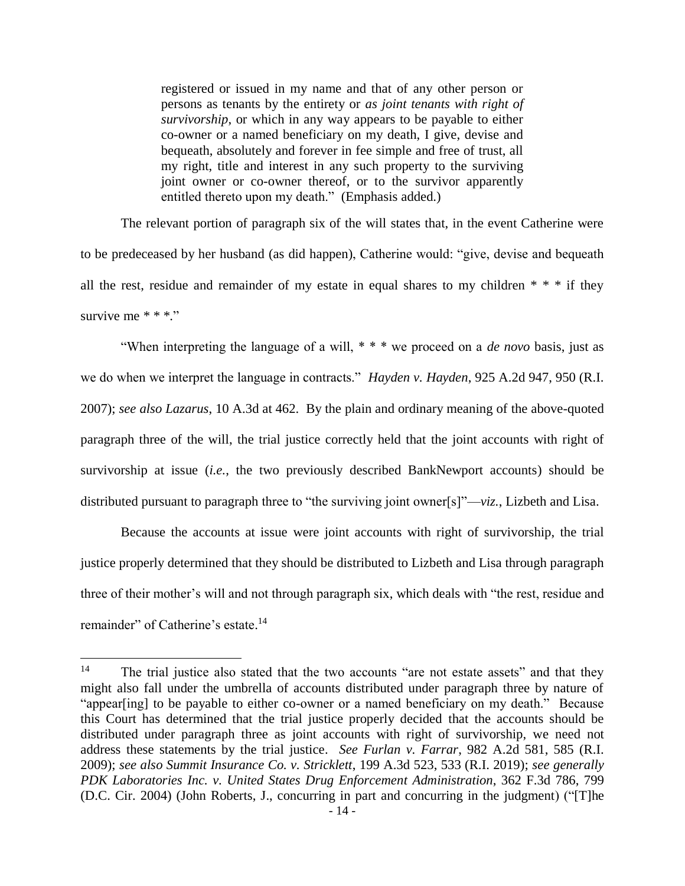> registered or issued in my name and that of any other person or persons as tenants by the entirety or *as joint tenants with right of survivorship*, or which in any way appears to be payable to either co-owner or a named beneficiary on my death, I give, devise and bequeath, absolutely and forever in fee simple and free of trust, all my right, title and interest in any such property to the surviving joint owner or co-owner thereof, or to the survivor apparently entitled thereto upon my death." (Emphasis added.)

The relevant portion of paragraph six of the will states that, in the event Catherine were to be predeceased by her husband (as did happen), Catherine would: "give, devise and bequeath all the rest, residue and remainder of my estate in equal shares to my children * * * if they survive me * * *."

"When interpreting the language of a will, * * * we proceed on a *de novo* basis, just as we do when we interpret the language in contracts." *Hayden v. Hayden*, 925 A.2d 947, 950 (R.I. 2007); *see also Lazarus*, 10 A.3d at 462. By the plain and ordinary meaning of the above-quoted paragraph three of the will, the trial justice correctly held that the joint accounts with right of survivorship at issue (*i.e.*, the two previously described BankNewport accounts) should be distributed pursuant to paragraph three to "the surviving joint owner[s]"—*viz.*, Lizbeth and Lisa.

Because the accounts at issue were joint accounts with right of survivorship, the trial justice properly determined that they should be distributed to Lizbeth and Lisa through paragraph three of their mother's will and not through paragraph six, which deals with "the rest, residue and remainder" of Catherine's estate.[14]

---

[14] The trial justice also stated that the two accounts "are not estate assets" and that they might also fall under the umbrella of accounts distributed under paragraph three by nature of "appear[ing] to be payable to either co-owner or a named beneficiary on my death." Because this Court has determined that the trial justice properly decided that the accounts should be distributed under paragraph three as joint accounts with right of survivorship, we need not address these statements by the trial justice. *See Furlan v. Farrar*, 982 A.2d 581, 585 (R.I. 2009); *see also Summit Insurance Co. v. Stricklett*, 199 A.3d 523, 533 (R.I. 2019); *see generally PDK Laboratories Inc. v. United States Drug Enforcement Administration*, 362 F.3d 786, 799 (D.C. Cir. 2004) (John Roberts, J., concurring in part and concurring in the judgment) ("[T]he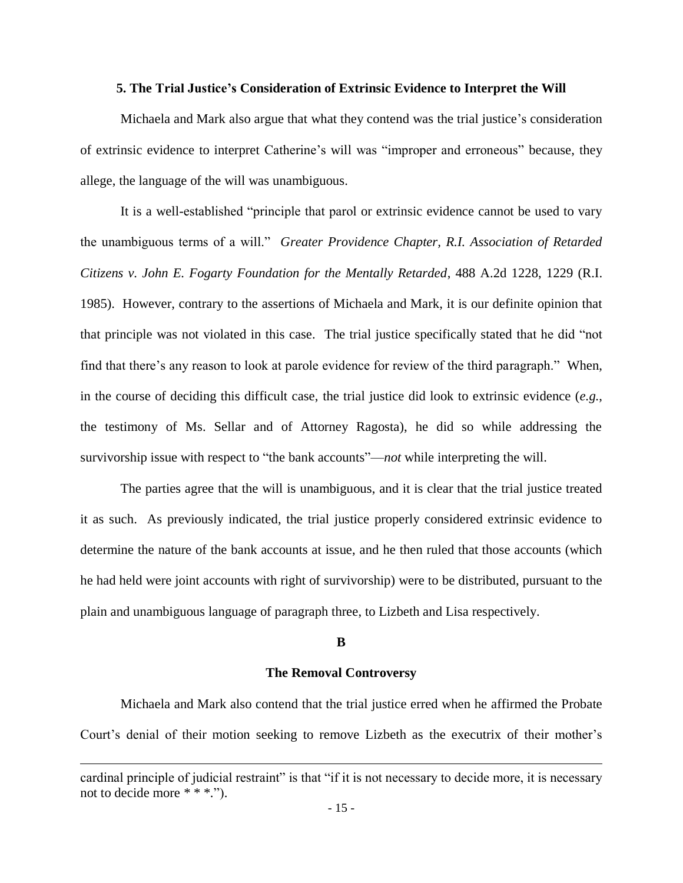**5. The Trial Justice's Consideration of Extrinsic Evidence to Interpret the Will**

Michaela and Mark also argue that what they contend was the trial justice's consideration of extrinsic evidence to interpret Catherine's will was "improper and erroneous" because, they allege, the language of the will was unambiguous.

It is a well-established "principle that parol or extrinsic evidence cannot be used to vary the unambiguous terms of a will." *Greater Providence Chapter, R.I. Association of Retarded Citizens v. John E. Fogarty Foundation for the Mentally Retarded*, 488 A.2d 1228, 1229 (R.I. 1985). However, contrary to the assertions of Michaela and Mark, it is our definite opinion that that principle was not violated in this case. The trial justice specifically stated that he did "not find that there's any reason to look at parole evidence for review of the third paragraph." When, in the course of deciding this difficult case, the trial justice did look to extrinsic evidence (*e.g.*, the testimony of Ms. Sellar and of Attorney Ragosta), he did so while addressing the survivorship issue with respect to "the bank accounts"—*not* while interpreting the will.

The parties agree that the will is unambiguous, and it is clear that the trial justice treated it as such. As previously indicated, the trial justice properly considered extrinsic evidence to determine the nature of the bank accounts at issue, and he then ruled that those accounts (which he had held were joint accounts with right of survivorship) were to be distributed, pursuant to the plain and unambiguous language of paragraph three, to Lizbeth and Lisa respectively.

**B**

**The Removal Controversy**

Michaela and Mark also contend that the trial justice erred when he affirmed the Probate Court's denial of their motion seeking to remove Lizbeth as the executrix of their mother's

---

cardinal principle of judicial restraint" is that "if it is not necessary to decide more, it is necessary not to decide more * * *.").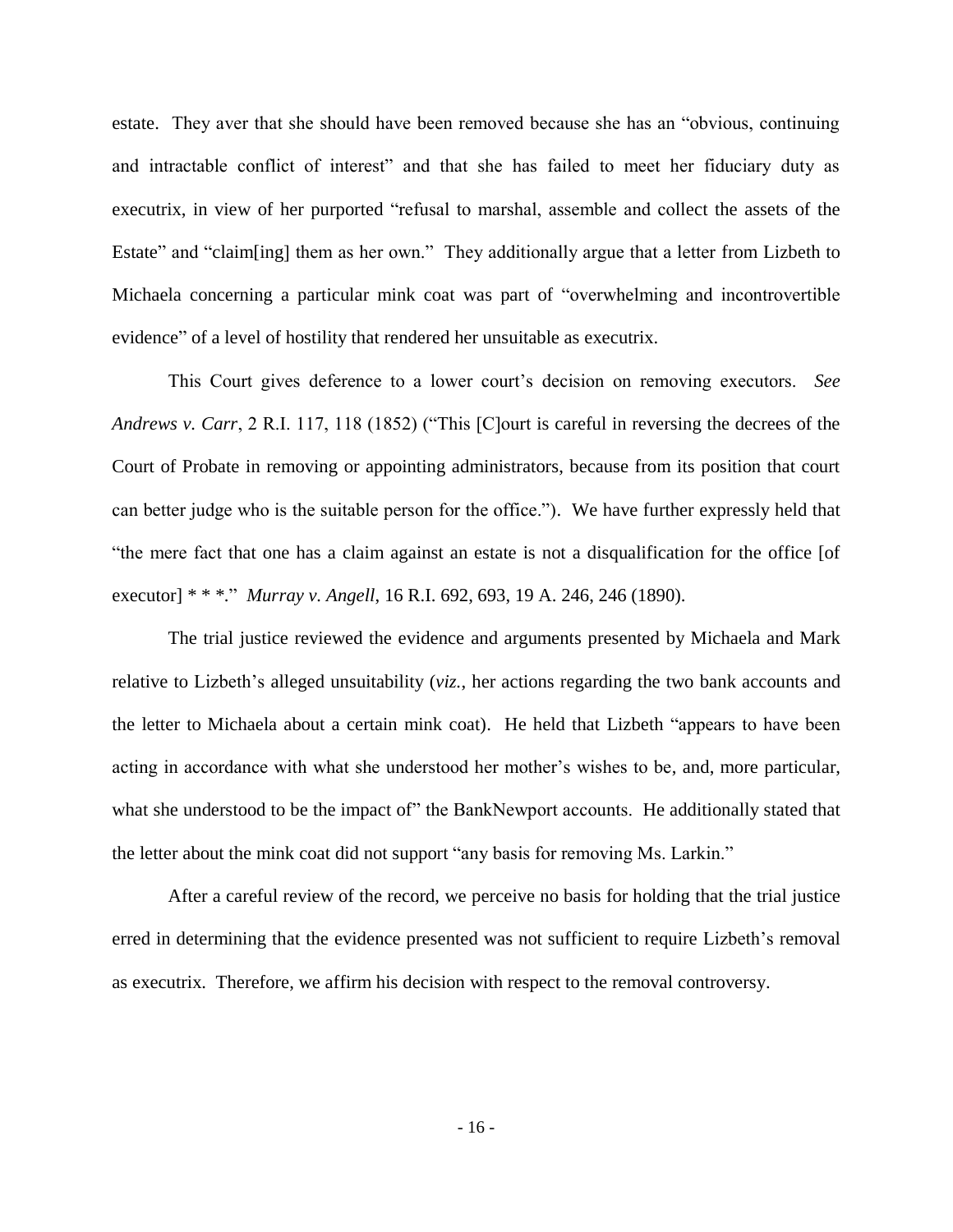estate. They aver that she should have been removed because she has an "obvious, continuing and intractable conflict of interest" and that she has failed to meet her fiduciary duty as executrix, in view of her purported "refusal to marshal, assemble and collect the assets of the Estate" and "claim[ing] them as her own." They additionally argue that a letter from Lizbeth to Michaela concerning a particular mink coat was part of "overwhelming and incontrovertible evidence" of a level of hostility that rendered her unsuitable as executrix.

This Court gives deference to a lower court's decision on removing executors. *See Andrews v. Carr*, 2 R.I. 117, 118 (1852) ("This [C]ourt is careful in reversing the decrees of the Court of Probate in removing or appointing administrators, because from its position that court can better judge who is the suitable person for the office."). We have further expressly held that "the mere fact that one has a claim against an estate is not a disqualification for the office [of executor] * * *." *Murray v. Angell*, 16 R.I. 692, 693, 19 A. 246, 246 (1890).

The trial justice reviewed the evidence and arguments presented by Michaela and Mark relative to Lizbeth's alleged unsuitability (*viz.*, her actions regarding the two bank accounts and the letter to Michaela about a certain mink coat). He held that Lizbeth "appears to have been acting in accordance with what she understood her mother's wishes to be, and, more particular, what she understood to be the impact of" the BankNewport accounts. He additionally stated that the letter about the mink coat did not support "any basis for removing Ms. Larkin."

After a careful review of the record, we perceive no basis for holding that the trial justice erred in determining that the evidence presented was not sufficient to require Lizbeth's removal as executrix. Therefore, we affirm his decision with respect to the removal controversy.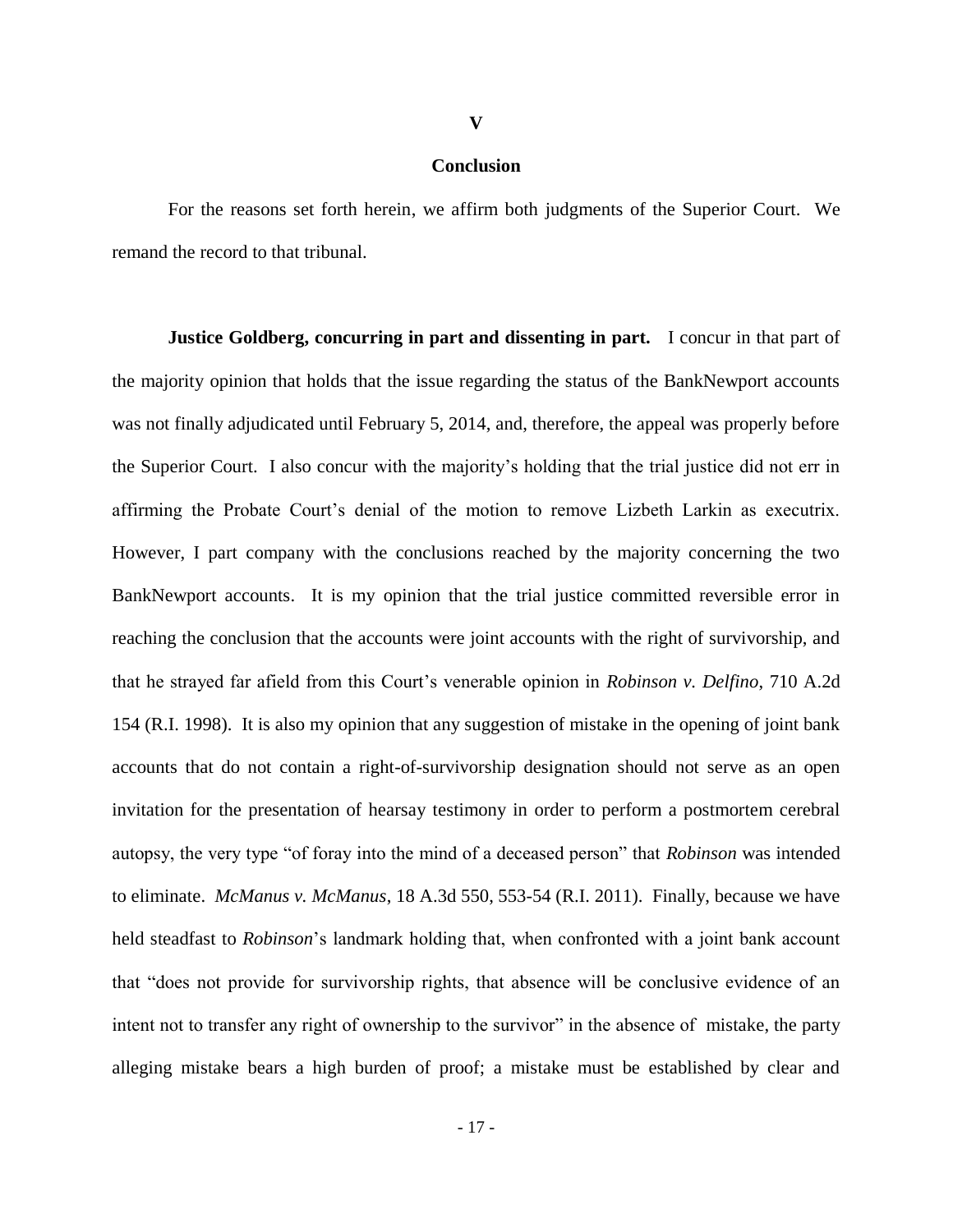## V

## Conclusion

For the reasons set forth herein, we affirm both judgments of the Superior Court. We remand the record to that tribunal.

**Justice Goldberg, concurring in part and dissenting in part.** I concur in that part of the majority opinion that holds that the issue regarding the status of the BankNewport accounts was not finally adjudicated until February 5, 2014, and, therefore, the appeal was properly before the Superior Court. I also concur with the majority's holding that the trial justice did not err in affirming the Probate Court's denial of the motion to remove Lizbeth Larkin as executrix. However, I part company with the conclusions reached by the majority concerning the two BankNewport accounts. It is my opinion that the trial justice committed reversible error in reaching the conclusion that the accounts were joint accounts with the right of survivorship, and that he strayed far afield from this Court's venerable opinion in *Robinson v. Delfino*, 710 A.2d 154 (R.I. 1998). It is also my opinion that any suggestion of mistake in the opening of joint bank accounts that do not contain a right-of-survivorship designation should not serve as an open invitation for the presentation of hearsay testimony in order to perform a postmortem cerebral autopsy, the very type "of foray into the mind of a deceased person" that *Robinson* was intended to eliminate. *McManus v. McManus*, 18 A.3d 550, 553-54 (R.I. 2011). Finally, because we have held steadfast to *Robinson*'s landmark holding that, when confronted with a joint bank account that "does not provide for survivorship rights, that absence will be conclusive evidence of an intent not to transfer any right of ownership to the survivor" in the absence of mistake, the party alleging mistake bears a high burden of proof; a mistake must be established by clear and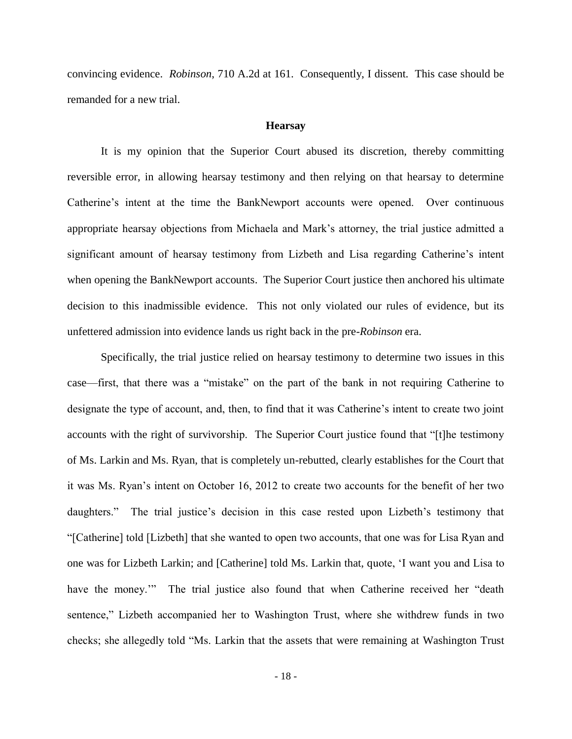convincing evidence. *Robinson*, 710 A.2d at 161. Consequently, I dissent. This case should be remanded for a new trial.

### Hearsay

It is my opinion that the Superior Court abused its discretion, thereby committing reversible error, in allowing hearsay testimony and then relying on that hearsay to determine Catherine's intent at the time the BankNewport accounts were opened. Over continuous appropriate hearsay objections from Michaela and Mark's attorney, the trial justice admitted a significant amount of hearsay testimony from Lizbeth and Lisa regarding Catherine's intent when opening the BankNewport accounts. The Superior Court justice then anchored his ultimate decision to this inadmissible evidence. This not only violated our rules of evidence, but its unfettered admission into evidence lands us right back in the pre-*Robinson* era.

Specifically, the trial justice relied on hearsay testimony to determine two issues in this case—first, that there was a "mistake" on the part of the bank in not requiring Catherine to designate the type of account, and, then, to find that it was Catherine's intent to create two joint accounts with the right of survivorship. The Superior Court justice found that "[t]he testimony of Ms. Larkin and Ms. Ryan, that is completely un-rebutted, clearly establishes for the Court that it was Ms. Ryan's intent on October 16, 2012 to create two accounts for the benefit of her two daughters." The trial justice's decision in this case rested upon Lizbeth's testimony that "[Catherine] told [Lizbeth] that she wanted to open two accounts, that one was for Lisa Ryan and one was for Lizbeth Larkin; and [Catherine] told Ms. Larkin that, quote, 'I want you and Lisa to have the money.'" The trial justice also found that when Catherine received her "death sentence," Lizbeth accompanied her to Washington Trust, where she withdrew funds in two checks; she allegedly told "Ms. Larkin that the assets that were remaining at Washington Trust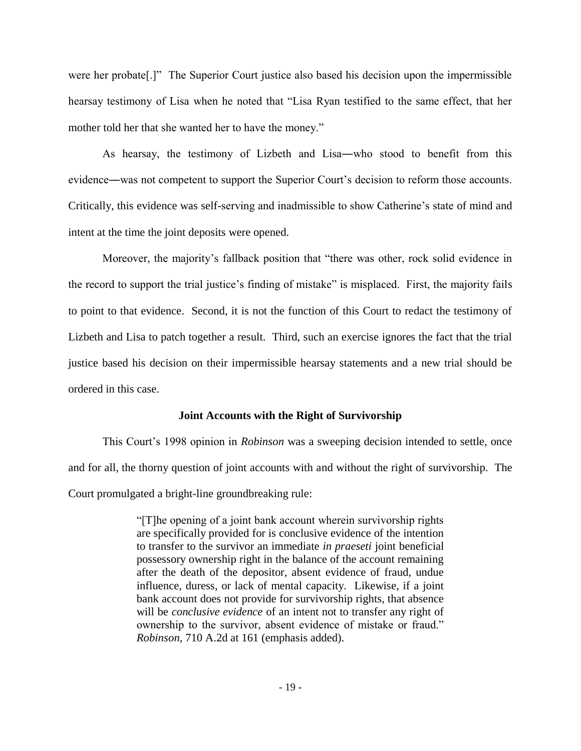were her probate[.]" The Superior Court justice also based his decision upon the impermissible hearsay testimony of Lisa when he noted that "Lisa Ryan testified to the same effect, that her mother told her that she wanted her to have the money."

As hearsay, the testimony of Lizbeth and Lisa—who stood to benefit from this evidence—was not competent to support the Superior Court's decision to reform those accounts. Critically, this evidence was self-serving and inadmissible to show Catherine's state of mind and intent at the time the joint deposits were opened.

Moreover, the majority's fallback position that "there was other, rock solid evidence in the record to support the trial justice's finding of mistake" is misplaced. First, the majority fails to point to that evidence. Second, it is not the function of this Court to redact the testimony of Lizbeth and Lisa to patch together a result. Third, such an exercise ignores the fact that the trial justice based his decision on their impermissible hearsay statements and a new trial should be ordered in this case.

**Joint Accounts with the Right of Survivorship**

This Court's 1998 opinion in *Robinson* was a sweeping decision intended to settle, once and for all, the thorny question of joint accounts with and without the right of survivorship. The Court promulgated a bright-line groundbreaking rule:

> "[T]he opening of a joint bank account wherein survivorship rights are specifically provided for is conclusive evidence of the intention to transfer to the survivor an immediate *in praeseti* joint beneficial possessory ownership right in the balance of the account remaining after the death of the depositor, absent evidence of fraud, undue influence, duress, or lack of mental capacity. Likewise, if a joint bank account does not provide for survivorship rights, that absence will be *conclusive evidence* of an intent not to transfer any right of ownership to the survivor, absent evidence of mistake or fraud." *Robinson*, 710 A.2d at 161 (emphasis added).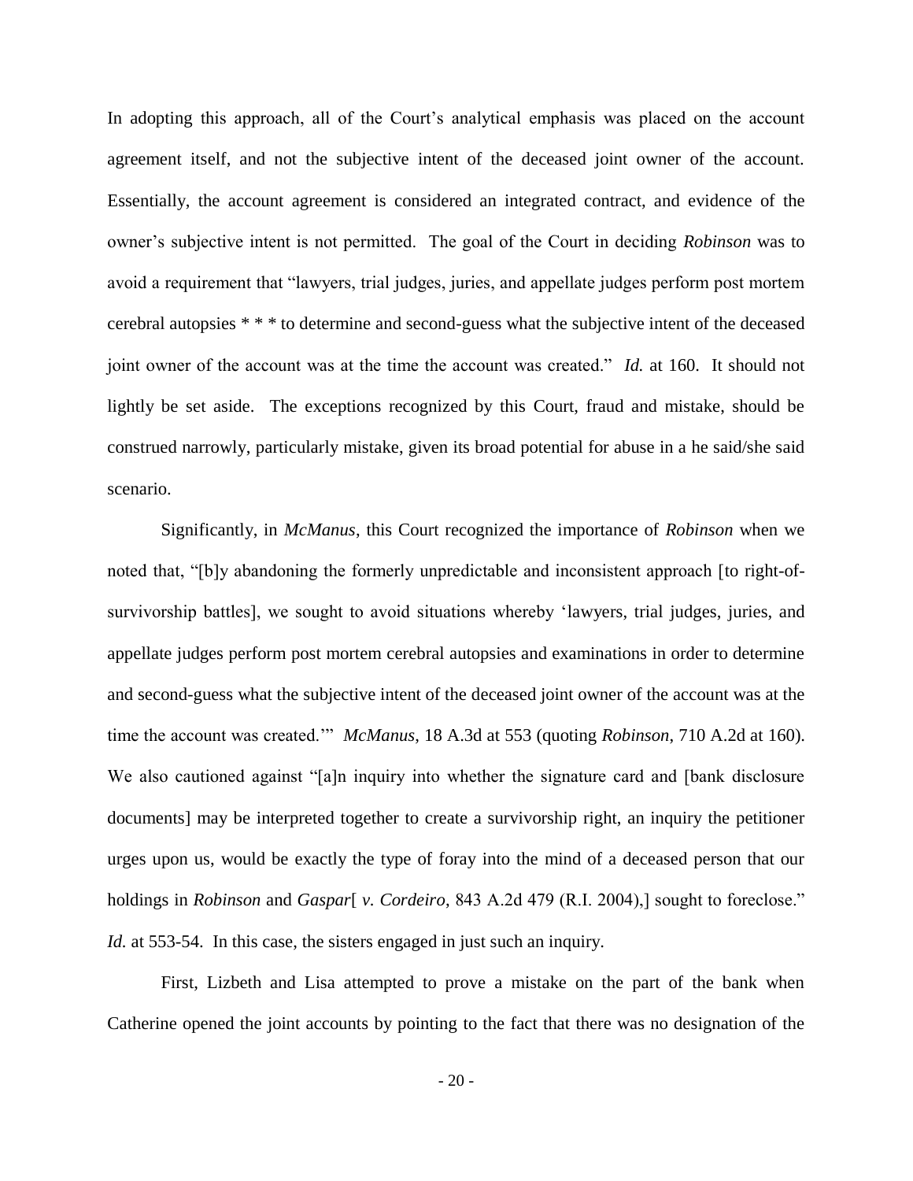In adopting this approach, all of the Court's analytical emphasis was placed on the account agreement itself, and not the subjective intent of the deceased joint owner of the account. Essentially, the account agreement is considered an integrated contract, and evidence of the owner's subjective intent is not permitted. The goal of the Court in deciding *Robinson* was to avoid a requirement that "lawyers, trial judges, juries, and appellate judges perform post mortem cerebral autopsies * * * to determine and second-guess what the subjective intent of the deceased joint owner of the account was at the time the account was created." *Id.* at 160. It should not lightly be set aside. The exceptions recognized by this Court, fraud and mistake, should be construed narrowly, particularly mistake, given its broad potential for abuse in a he said/she said scenario.

Significantly, in *McManus*, this Court recognized the importance of *Robinson* when we noted that, "[b]y abandoning the formerly unpredictable and inconsistent approach [to right-of-survivorship battles], we sought to avoid situations whereby 'lawyers, trial judges, juries, and appellate judges perform post mortem cerebral autopsies and examinations in order to determine and second-guess what the subjective intent of the deceased joint owner of the account was at the time the account was created.'" *McManus*, 18 A.3d at 553 (quoting *Robinson*, 710 A.2d at 160). We also cautioned against "[a]n inquiry into whether the signature card and [bank disclosure documents] may be interpreted together to create a survivorship right, an inquiry the petitioner urges upon us, would be exactly the type of foray into the mind of a deceased person that our holdings in *Robinson* and *Gaspar*[ *v. Cordeiro*, 843 A.2d 479 (R.I. 2004),] sought to foreclose." *Id.* at 553-54. In this case, the sisters engaged in just such an inquiry.

First, Lizbeth and Lisa attempted to prove a mistake on the part of the bank when Catherine opened the joint accounts by pointing to the fact that there was no designation of the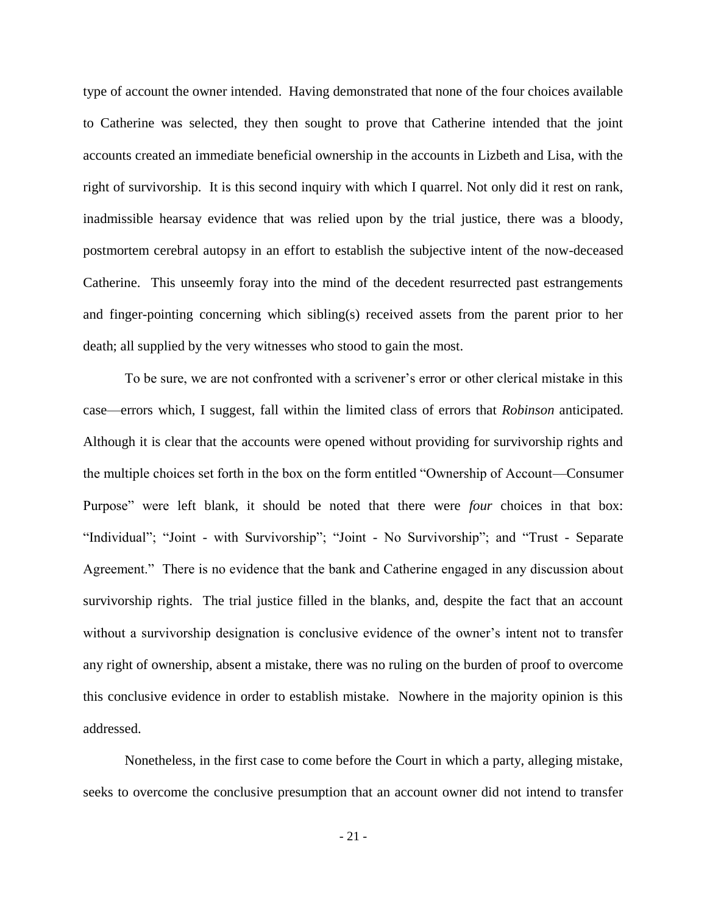type of account the owner intended. Having demonstrated that none of the four choices available to Catherine was selected, they then sought to prove that Catherine intended that the joint accounts created an immediate beneficial ownership in the accounts in Lizbeth and Lisa, with the right of survivorship. It is this second inquiry with which I quarrel. Not only did it rest on rank, inadmissible hearsay evidence that was relied upon by the trial justice, there was a bloody, postmortem cerebral autopsy in an effort to establish the subjective intent of the now-deceased Catherine. This unseemly foray into the mind of the decedent resurrected past estrangements and finger-pointing concerning which sibling(s) received assets from the parent prior to her death; all supplied by the very witnesses who stood to gain the most.

To be sure, we are not confronted with a scrivener's error or other clerical mistake in this case—errors which, I suggest, fall within the limited class of errors that *Robinson* anticipated. Although it is clear that the accounts were opened without providing for survivorship rights and the multiple choices set forth in the box on the form entitled "Ownership of Account—Consumer Purpose" were left blank, it should be noted that there were *four* choices in that box: "Individual"; "Joint - with Survivorship"; "Joint - No Survivorship"; and "Trust - Separate Agreement." There is no evidence that the bank and Catherine engaged in any discussion about survivorship rights. The trial justice filled in the blanks, and, despite the fact that an account without a survivorship designation is conclusive evidence of the owner's intent not to transfer any right of ownership, absent a mistake, there was no ruling on the burden of proof to overcome this conclusive evidence in order to establish mistake. Nowhere in the majority opinion is this addressed.

Nonetheless, in the first case to come before the Court in which a party, alleging mistake, seeks to overcome the conclusive presumption that an account owner did not intend to transfer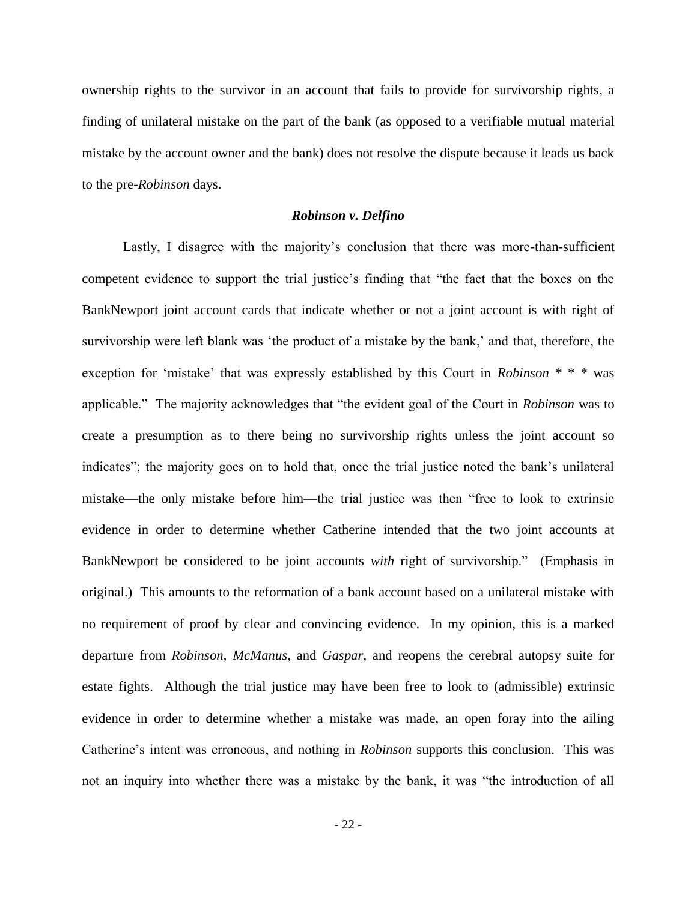ownership rights to the survivor in an account that fails to provide for survivorship rights, a finding of unilateral mistake on the part of the bank (as opposed to a verifiable mutual material mistake by the account owner and the bank) does not resolve the dispute because it leads us back to the pre-*Robinson* days.

### *Robinson v. Delfino*

Lastly, I disagree with the majority's conclusion that there was more-than-sufficient competent evidence to support the trial justice's finding that "the fact that the boxes on the BankNewport joint account cards that indicate whether or not a joint account is with right of survivorship were left blank was 'the product of a mistake by the bank,' and that, therefore, the exception for 'mistake' that was expressly established by this Court in *Robinson* * * * was applicable." The majority acknowledges that "the evident goal of the Court in *Robinson* was to create a presumption as to there being no survivorship rights unless the joint account so indicates"; the majority goes on to hold that, once the trial justice noted the bank's unilateral mistake—the only mistake before him—the trial justice was then "free to look to extrinsic evidence in order to determine whether Catherine intended that the two joint accounts at BankNewport be considered to be joint accounts *with* right of survivorship." (Emphasis in original.) This amounts to the reformation of a bank account based on a unilateral mistake with no requirement of proof by clear and convincing evidence. In my opinion, this is a marked departure from *Robinson*, *McManus*, and *Gaspar*, and reopens the cerebral autopsy suite for estate fights. Although the trial justice may have been free to look to (admissible) extrinsic evidence in order to determine whether a mistake was made, an open foray into the ailing Catherine's intent was erroneous, and nothing in *Robinson* supports this conclusion. This was not an inquiry into whether there was a mistake by the bank, it was "the introduction of all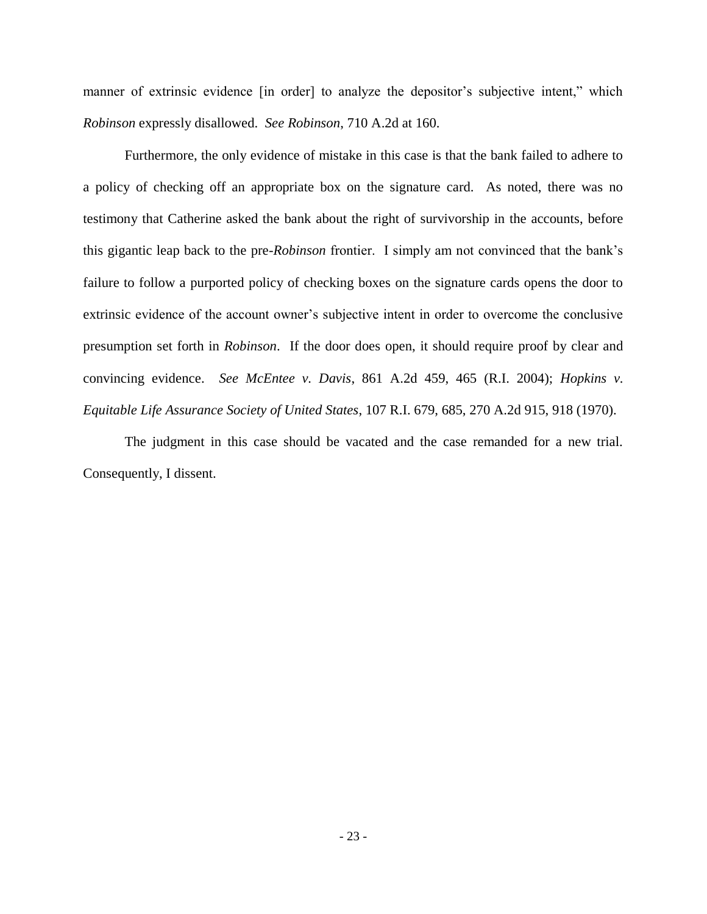manner of extrinsic evidence [in order] to analyze the depositor's subjective intent," which *Robinson* expressly disallowed. *See Robinson*, 710 A.2d at 160.

Furthermore, the only evidence of mistake in this case is that the bank failed to adhere to a policy of checking off an appropriate box on the signature card. As noted, there was no testimony that Catherine asked the bank about the right of survivorship in the accounts, before this gigantic leap back to the pre-*Robinson* frontier. I simply am not convinced that the bank's failure to follow a purported policy of checking boxes on the signature cards opens the door to extrinsic evidence of the account owner's subjective intent in order to overcome the conclusive presumption set forth in *Robinson*. If the door does open, it should require proof by clear and convincing evidence. *See McEntee v. Davis*, 861 A.2d 459, 465 (R.I. 2004); *Hopkins v. Equitable Life Assurance Society of United States*, 107 R.I. 679, 685, 270 A.2d 915, 918 (1970).

The judgment in this case should be vacated and the case remanded for a new trial. Consequently, I dissent.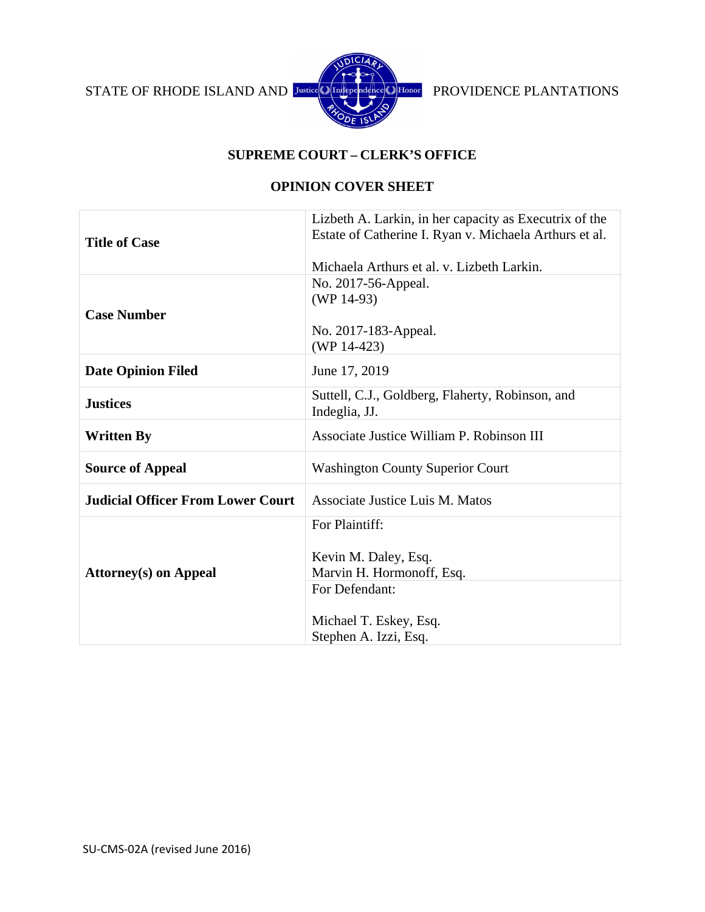STATE OF RHODE ISLAND AND PROVIDENCE PLANTATIONS

**SUPREME COURT – CLERK'S OFFICE**

**OPINION COVER SHEET**

| | |
|---|---|
| **Title of Case** | Lizbeth A. Larkin, in her capacity as Executrix of the Estate of Catherine I. Ryan v. Michaela Arthurs et al.<br><br>Michaela Arthurs et al. v. Lizbeth Larkin. |
| **Case Number** | No. 2017-56-Appeal.<br>(WP 14-93)<br><br>No. 2017-183-Appeal.<br>(WP 14-423) |
| **Date Opinion Filed** | June 17, 2019 |
| **Justices** | Suttell, C.J., Goldberg, Flaherty, Robinson, and Indeglia, JJ. |
| **Written By** | Associate Justice William P. Robinson III |
| **Source of Appeal** | Washington County Superior Court |
| **Judicial Officer From Lower Court** | Associate Justice Luis M. Matos |
| **Attorney(s) on Appeal** | For Plaintiff:<br><br>Kevin M. Daley, Esq.<br>Marvin H. Hormonoff, Esq. |
| | For Defendant:<br><br>Michael T. Eskey, Esq.<br>Stephen A. Izzi, Esq. |

SU-CMS-02A (revised June 2016)